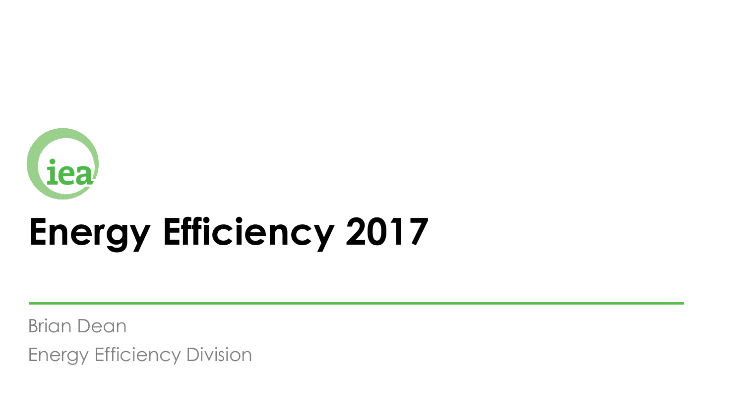iea

# Energy Efficiency 2017

Brian Dean

Energy Efficiency Division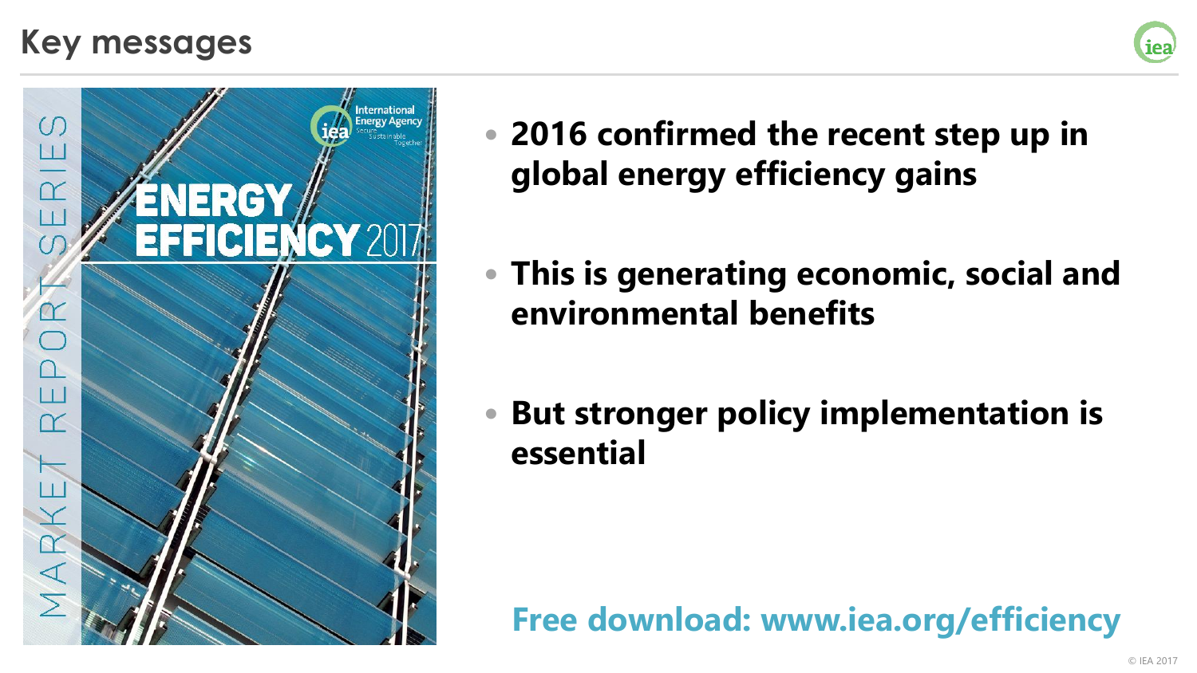# Key messages

- **2016 confirmed the recent step up in global energy efficiency gains**
- **This is generating economic, social and environmental benefits**
- **But stronger policy implementation is essential**

**Free download: www.iea.org/efficiency**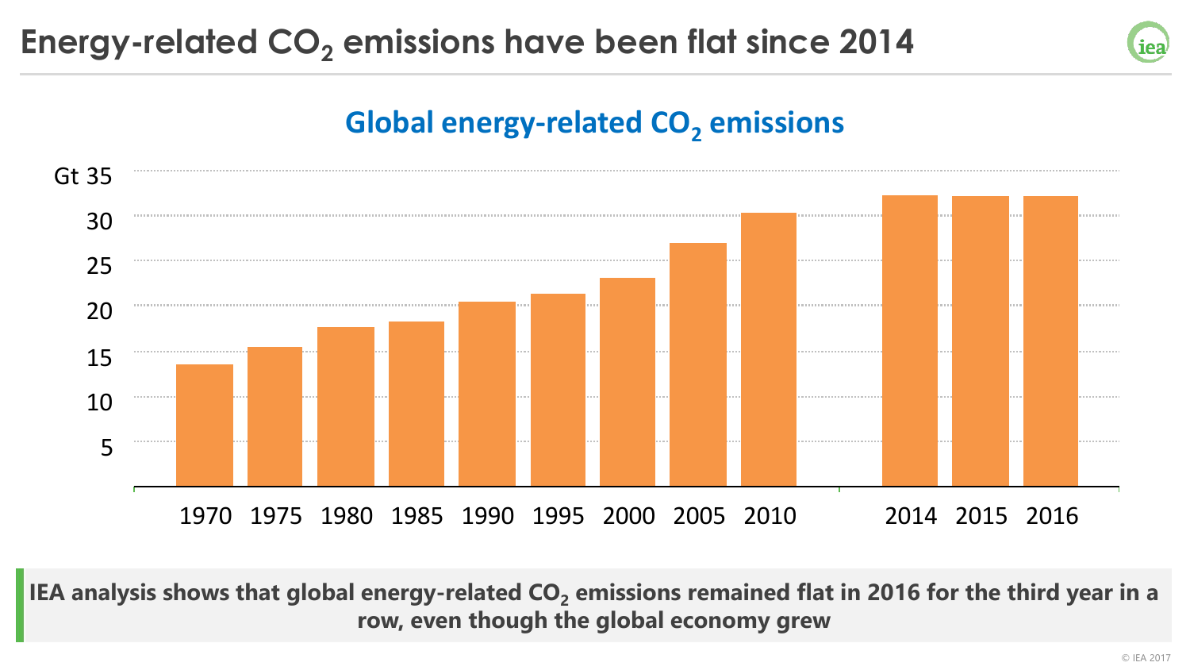# Energy-related $CO_2$ emissions have been flat since 2014

## Global energy-related $CO_2$ emissions

Gt 35
30
25
20
15
10
5

1970 1975 1980 1985 1990 1995 2000 2005 2010 2014 2015 2016

**IEA analysis shows that global energy-related $CO_2$ emissions remained flat in 2016 for the third year in a row, even though the global economy grew**

© IEA 2017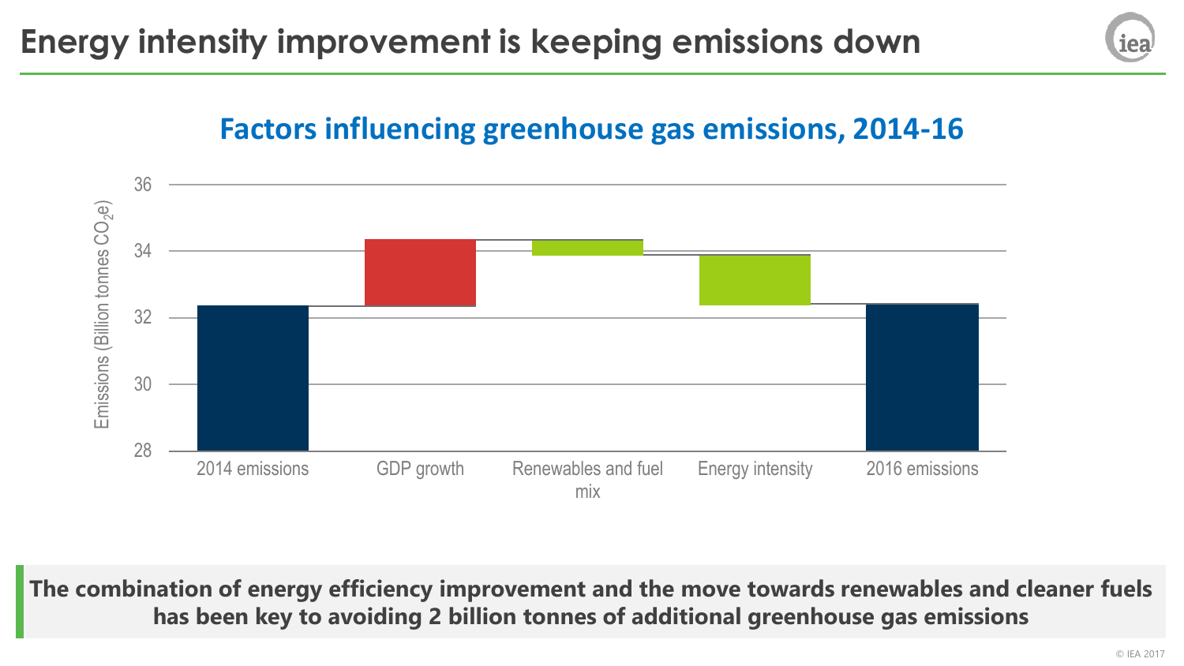# Energy intensity improvement is keeping emissions down

## Factors influencing greenhouse gas emissions, 2014-16

Emissions (Billion tonnes $CO_2e$)

36
34
32
30
28

2014 emissions | GDP growth | Renewables and fuel mix | Energy intensity | 2016 emissions

**The combination of energy efficiency improvement and the move towards renewables and cleaner fuels has been key to avoiding 2 billion tonnes of additional greenhouse gas emissions**

© IEA 2017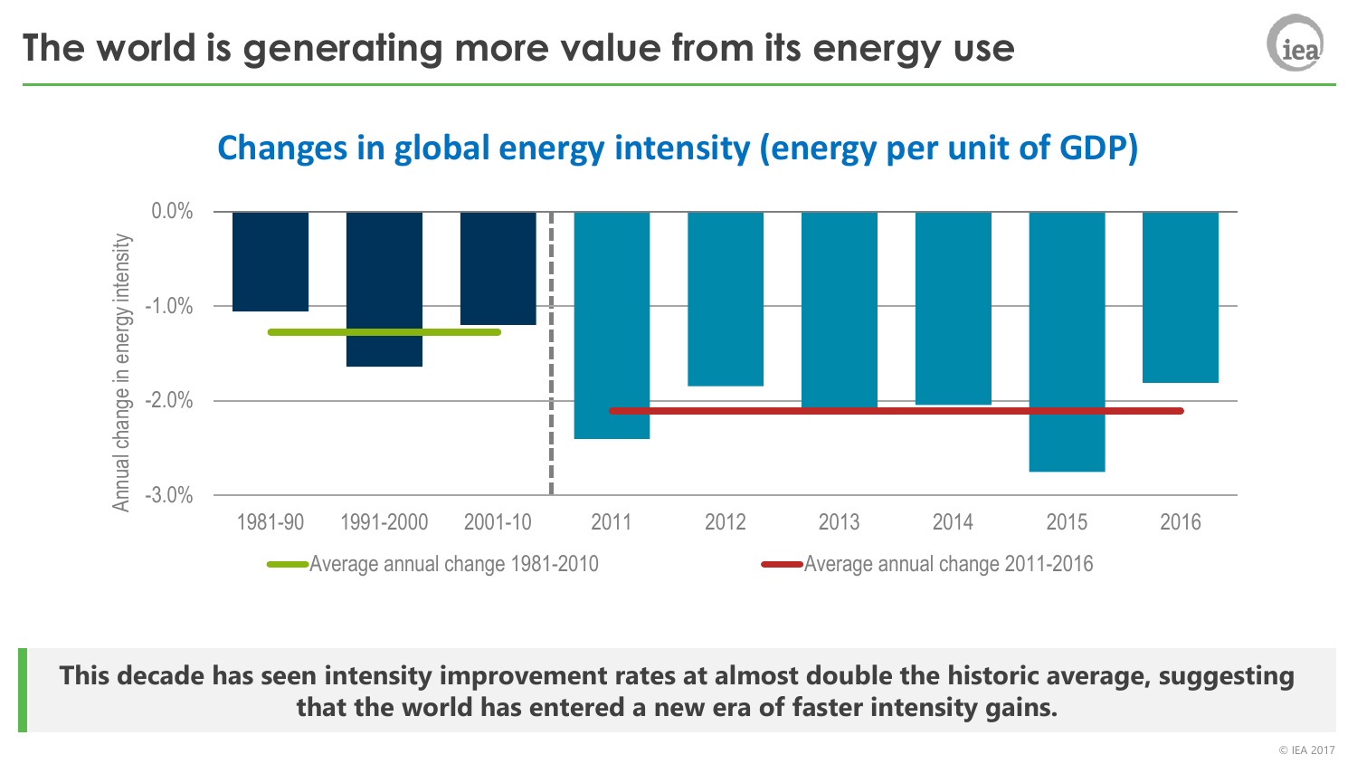# The world is generating more value from its energy use

## Changes in global energy intensity (energy per unit of GDP)

Annual change in energy intensity

0.0%
-1.0%
-2.0%
-3.0%

1981-90 | 1991-2000 | 2001-10 | 2011 | 2012 | 2013 | 2014 | 2015 | 2016

Average annual change 1981-2010 — Average annual change 2011-2016

**This decade has seen intensity improvement rates at almost double the historic average, suggesting that the world has entered a new era of faster intensity gains.**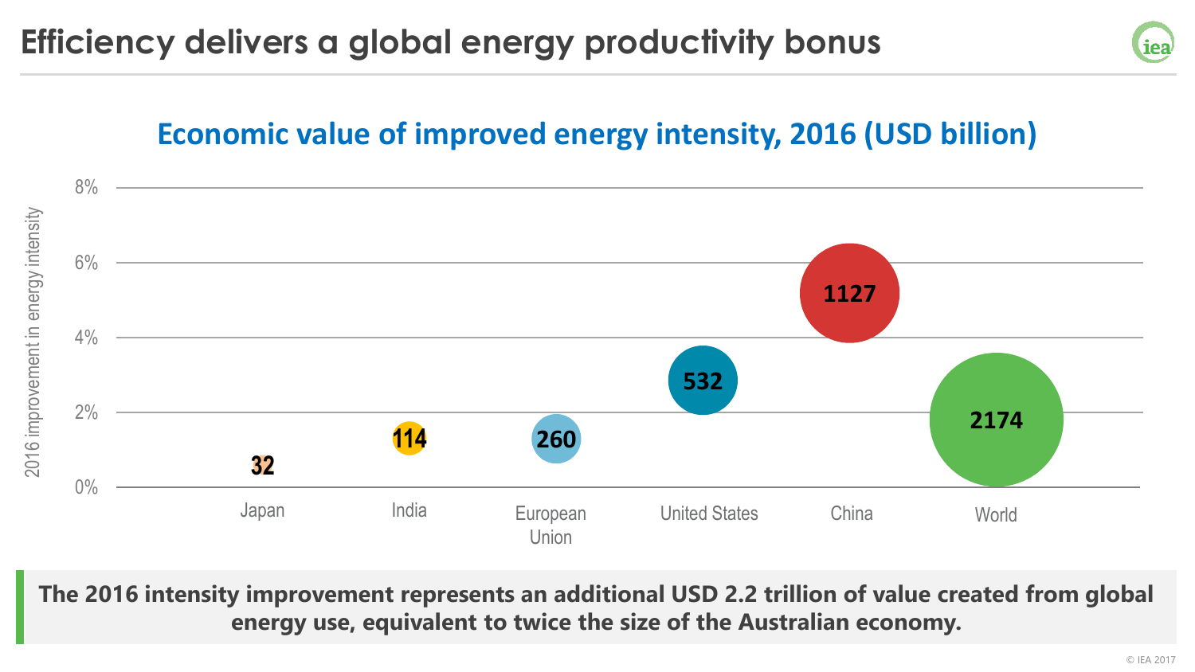# Efficiency delivers a global energy productivity bonus

## Economic value of improved energy intensity, 2016 (USD billion)

2016 improvement in energy intensity

8%
6%
4%
2%
0%

| Region | Value (USD billion) |
|---|---|
| Japan | 32 |
| India | 114 |
| European Union | 260 |
| United States | 532 |
| China | 1127 |
| World | 2174 |

**The 2016 intensity improvement represents an additional USD 2.2 trillion of value created from global energy use, equivalent to twice the size of the Australian economy.**

© IEA 2017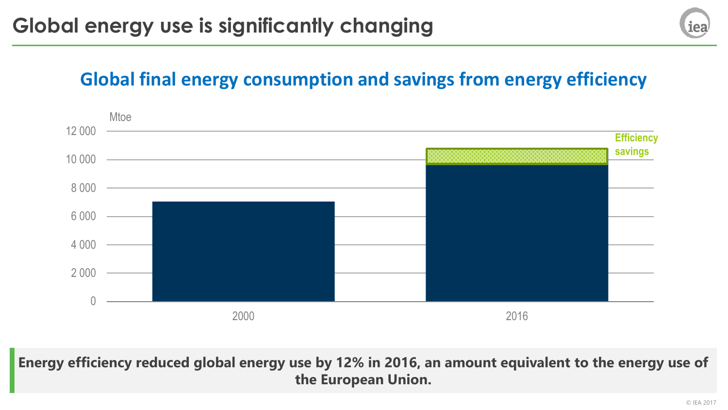# Global energy use is significantly changing

## Global final energy consumption and savings from energy efficiency

Mtoe

12 000
10 000
8 000
6 000
4 000
2 000
0

2000 2016

Efficiency savings

**Energy efficiency reduced global energy use by 12% in 2016, an amount equivalent to the energy use of the European Union.**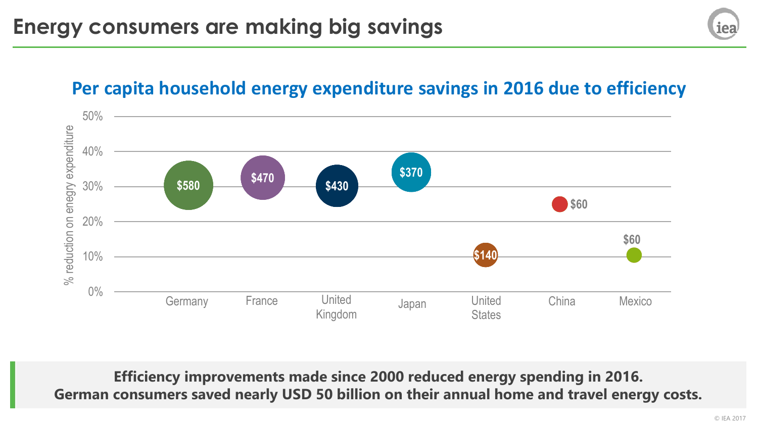# Energy consumers are making big savings

## Per capita household energy expenditure savings in 2016 due to efficiency

| Country | % reduction on energy expenditure (approx.) | Per capita savings |
|---|---|---|
| Germany | 30% | $580 |
| France | 33% | $470 |
| United Kingdom | 30% | $430 |
| Japan | 34% | $370 |
| United States | 10% | $140 |
| China | 25% | $60 |
| Mexico | 10% | $60 |

**Efficiency improvements made since 2000 reduced energy spending in 2016.**
**German consumers saved nearly USD 50 billion on their annual home and travel energy costs.**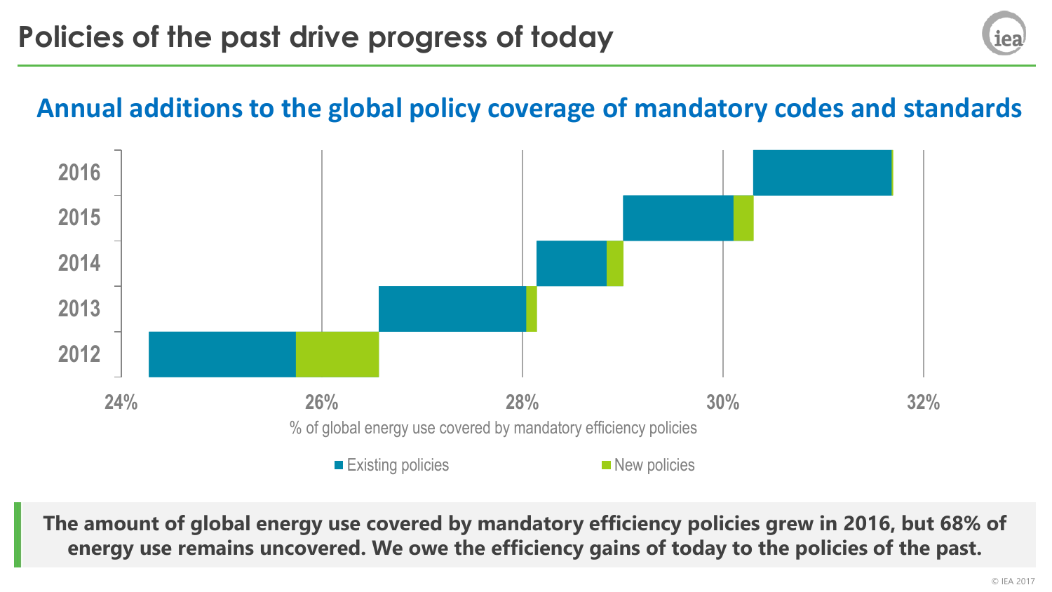# Policies of the past drive progress of today

## Annual additions to the global policy coverage of mandatory codes and standards

2016

2015

2014

2013

2012

24% 26% 28% 30% 32%

% of global energy use covered by mandatory efficiency policies

Existing policies · New policies

**The amount of global energy use covered by mandatory efficiency policies grew in 2016, but 68% of energy use remains uncovered. We owe the efficiency gains of today to the policies of the past.**

© IEA 2017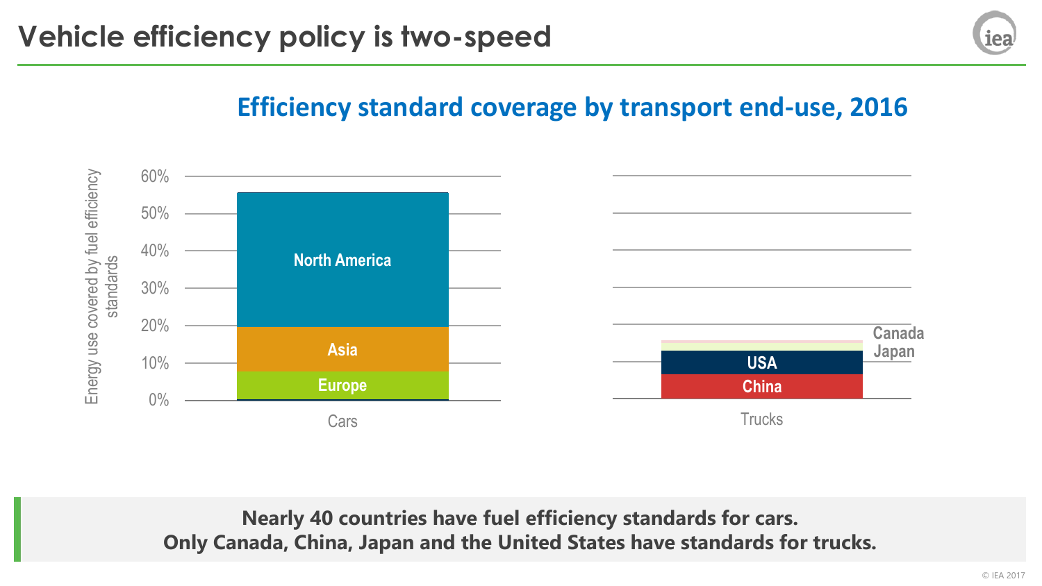# Vehicle efficiency policy is two-speed

## Efficiency standard coverage by transport end-use, 2016

Energy use covered by fuel efficiency standards

60%
50%
40%
30%
20%
10%
0%

North America
Asia
Europe

Cars

Canada
Japan
USA
China

Trucks

**Nearly 40 countries have fuel efficiency standards for cars.**
**Only Canada, China, Japan and the United States have standards for trucks.**

© IEA 2017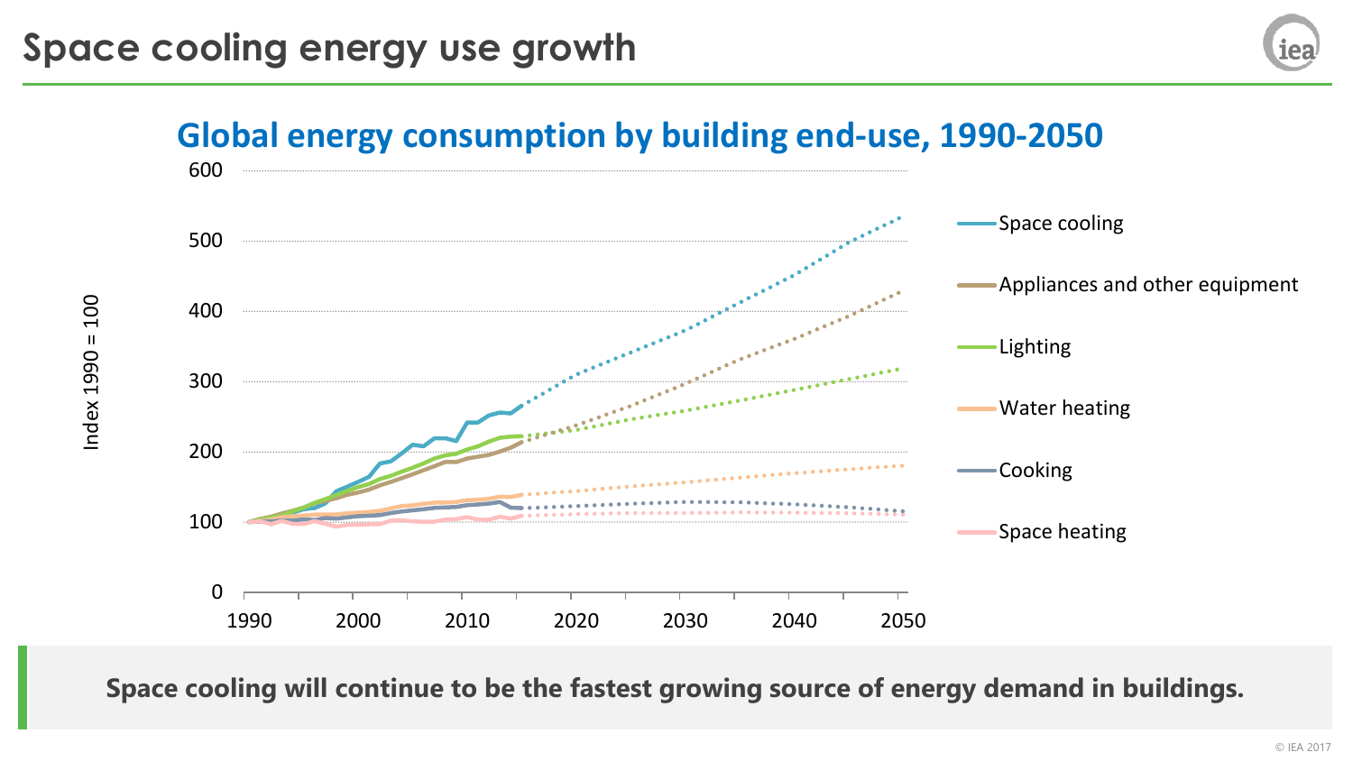# Space cooling energy use growth

## Global energy consumption by building end-use, 1990-2050

Index 1990 = 100

Space cooling

Appliances and other equipment

Lighting

Water heating

Cooking

Space heating

**Space cooling will continue to be the fastest growing source of energy demand in buildings.**

© IEA 2017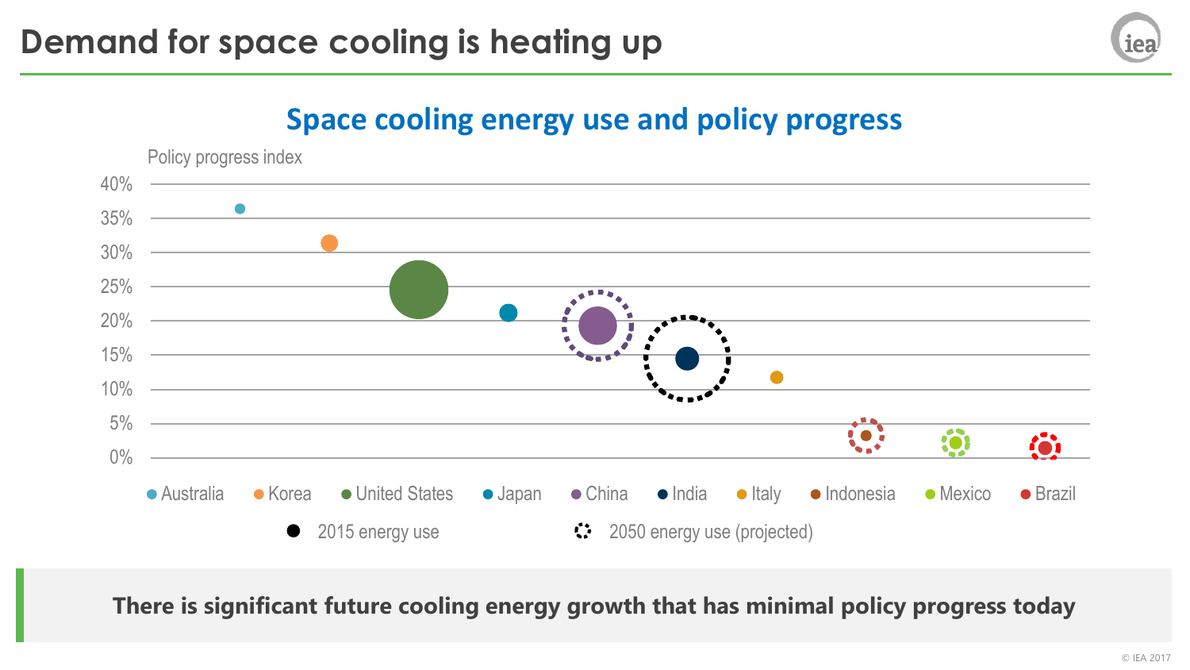# Demand for space cooling is heating up

## Space cooling energy use and policy progress

Policy progress index

40%
35%
30%
25%
20%
15%
10%
5%
0%

Australia · Korea · United States · Japan · China · India · Italy · Indonesia · Mexico · Brazil

2015 energy use · 2050 energy use (projected)

**There is significant future cooling energy growth that has minimal policy progress today**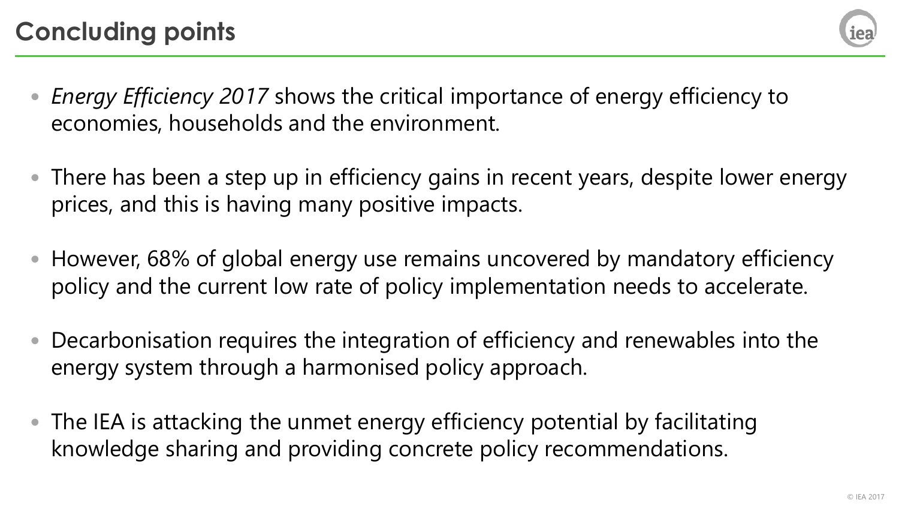# Concluding points

- *Energy Efficiency 2017* shows the critical importance of energy efficiency to economies, households and the environment.
- There has been a step up in efficiency gains in recent years, despite lower energy prices, and this is having many positive impacts.
- However, 68% of global energy use remains uncovered by mandatory efficiency policy and the current low rate of policy implementation needs to accelerate.
- Decarbonisation requires the integration of efficiency and renewables into the energy system through a harmonised policy approach.
- The IEA is attacking the unmet energy efficiency potential by facilitating knowledge sharing and providing concrete policy recommendations.